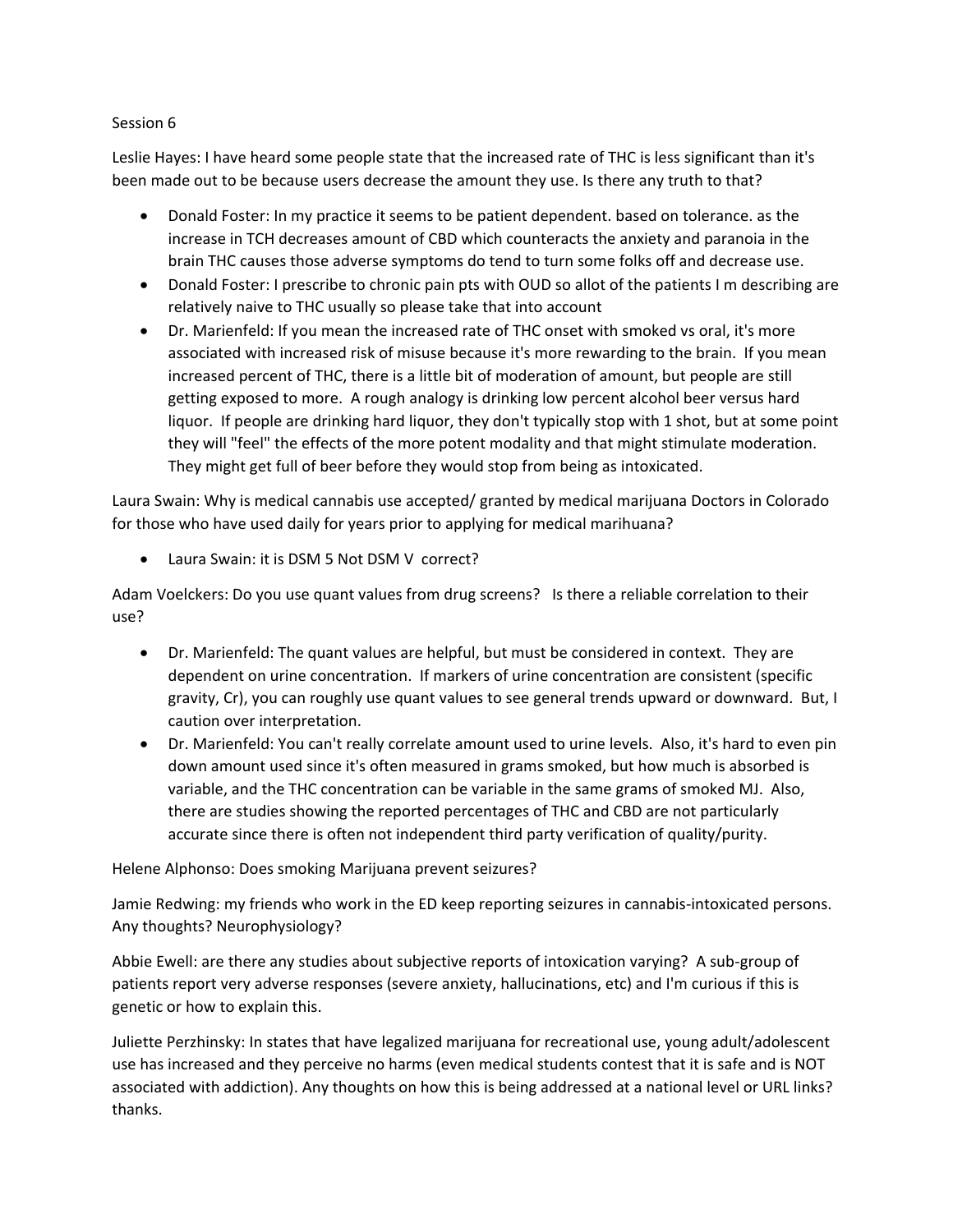Session 6

Leslie Hayes: I have heard some people state that the increased rate of THC is less significant than it's been made out to be because users decrease the amount they use. Is there any truth to that?

- Donald Foster: In my practice it seems to be patient dependent. based on tolerance. as the increase in TCH decreases amount of CBD which counteracts the anxiety and paranoia in the brain THC causes those adverse symptoms do tend to turn some folks off and decrease use.
- Donald Foster: I prescribe to chronic pain pts with OUD so allot of the patients I m describing are relatively naive to THC usually so please take that into account
- Dr. Marienfeld: If you mean the increased rate of THC onset with smoked vs oral, it's more associated with increased risk of misuse because it's more rewarding to the brain. If you mean increased percent of THC, there is a little bit of moderation of amount, but people are still getting exposed to more. A rough analogy is drinking low percent alcohol beer versus hard liquor. If people are drinking hard liquor, they don't typically stop with 1 shot, but at some point they will "feel" the effects of the more potent modality and that might stimulate moderation. They might get full of beer before they would stop from being as intoxicated.

Laura Swain: Why is medical cannabis use accepted/ granted by medical marijuana Doctors in Colorado for those who have used daily for years prior to applying for medical marihuana?

- Laura Swain: it is DSM 5 Not DSM V correct?

Adam Voelckers: Do you use quant values from drug screens? Is there a reliable correlation to their use?

- Dr. Marienfeld: The quant values are helpful, but must be considered in context. They are dependent on urine concentration. If markers of urine concentration are consistent (specific gravity, Cr), you can roughly use quant values to see general trends upward or downward. But, I caution over interpretation.
- Dr. Marienfeld: You can't really correlate amount used to urine levels. Also, it's hard to even pin down amount used since it's often measured in grams smoked, but how much is absorbed is variable, and the THC concentration can be variable in the same grams of smoked MJ. Also, there are studies showing the reported percentages of THC and CBD are not particularly accurate since there is often not independent third party verification of quality/purity.

Helene Alphonso: Does smoking Marijuana prevent seizures?

Jamie Redwing: my friends who work in the ED keep reporting seizures in cannabis-intoxicated persons. Any thoughts? Neurophysiology?

Abbie Ewell: are there any studies about subjective reports of intoxication varying? A sub-group of patients report very adverse responses (severe anxiety, hallucinations, etc) and I'm curious if this is genetic or how to explain this.

Juliette Perzhinsky: In states that have legalized marijuana for recreational use, young adult/adolescent use has increased and they perceive no harms (even medical students contest that it is safe and is NOT associated with addiction). Any thoughts on how this is being addressed at a national level or URL links? thanks.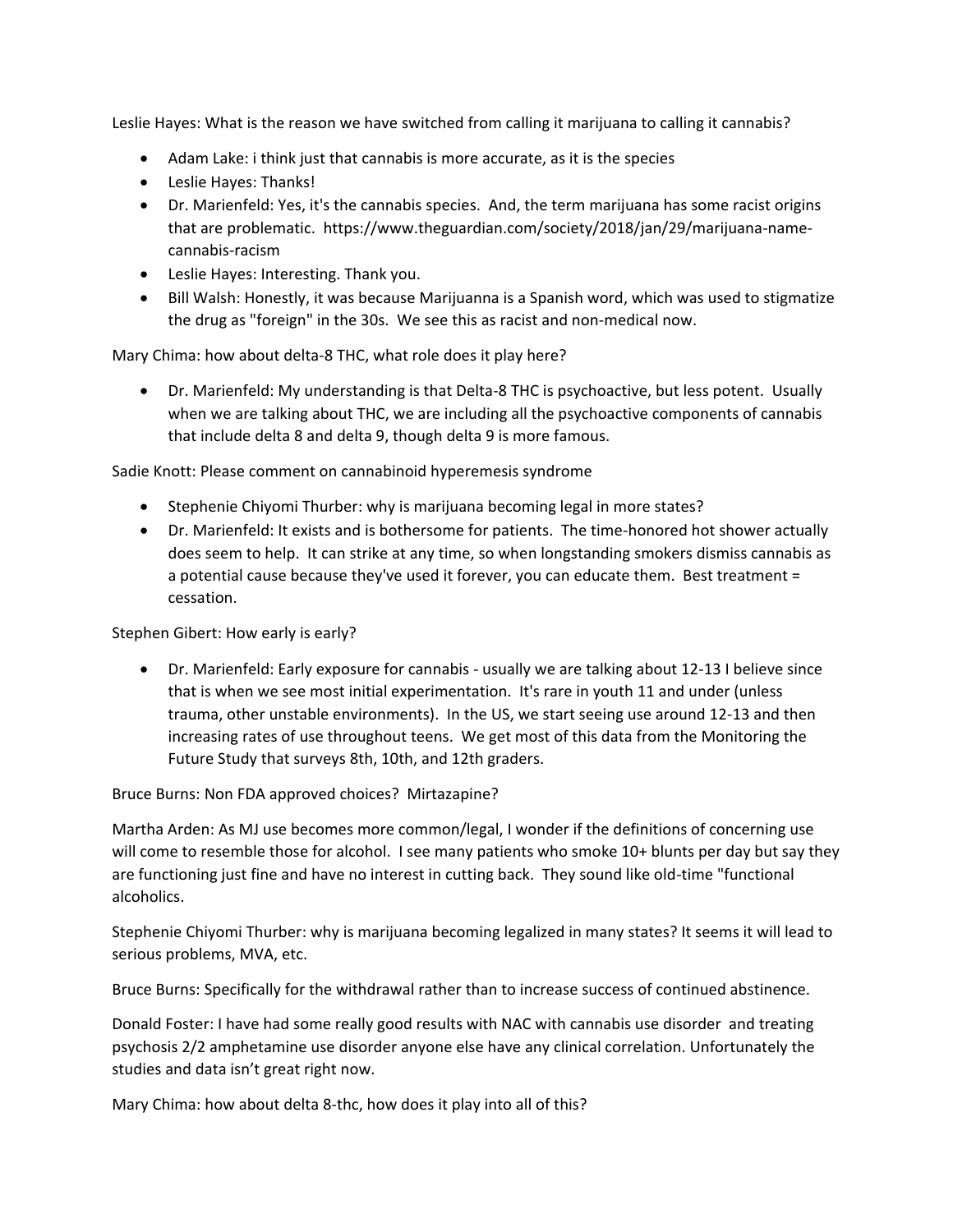Leslie Hayes: What is the reason we have switched from calling it marijuana to calling it cannabis?

- Adam Lake: i think just that cannabis is more accurate, as it is the species
- Leslie Hayes: Thanks!
- Dr. Marienfeld: Yes, it's the cannabis species. And, the term marijuana has some racist origins that are problematic. https://www.theguardian.com/society/2018/jan/29/marijuana-name-cannabis-racism
- Leslie Hayes: Interesting. Thank you.
- Bill Walsh: Honestly, it was because Marijuanna is a Spanish word, which was used to stigmatize the drug as "foreign" in the 30s. We see this as racist and non-medical now.

Mary Chima: how about delta-8 THC, what role does it play here?

- Dr. Marienfeld: My understanding is that Delta-8 THC is psychoactive, but less potent. Usually when we are talking about THC, we are including all the psychoactive components of cannabis that include delta 8 and delta 9, though delta 9 is more famous.

Sadie Knott: Please comment on cannabinoid hyperemesis syndrome

- Stephenie Chiyomi Thurber: why is marijuana becoming legal in more states?
- Dr. Marienfeld: It exists and is bothersome for patients. The time-honored hot shower actually does seem to help. It can strike at any time, so when longstanding smokers dismiss cannabis as a potential cause because they've used it forever, you can educate them. Best treatment = cessation.

Stephen Gibert: How early is early?

- Dr. Marienfeld: Early exposure for cannabis - usually we are talking about 12-13 I believe since that is when we see most initial experimentation. It's rare in youth 11 and under (unless trauma, other unstable environments). In the US, we start seeing use around 12-13 and then increasing rates of use throughout teens. We get most of this data from the Monitoring the Future Study that surveys 8th, 10th, and 12th graders.

Bruce Burns: Non FDA approved choices? Mirtazapine?

Martha Arden: As MJ use becomes more common/legal, I wonder if the definitions of concerning use will come to resemble those for alcohol. I see many patients who smoke 10+ blunts per day but say they are functioning just fine and have no interest in cutting back. They sound like old-time "functional alcoholics.

Stephenie Chiyomi Thurber: why is marijuana becoming legalized in many states? It seems it will lead to serious problems, MVA, etc.

Bruce Burns: Specifically for the withdrawal rather than to increase success of continued abstinence.

Donald Foster: I have had some really good results with NAC with cannabis use disorder and treating psychosis 2/2 amphetamine use disorder anyone else have any clinical correlation. Unfortunately the studies and data isn't great right now.

Mary Chima: how about delta 8-thc, how does it play into all of this?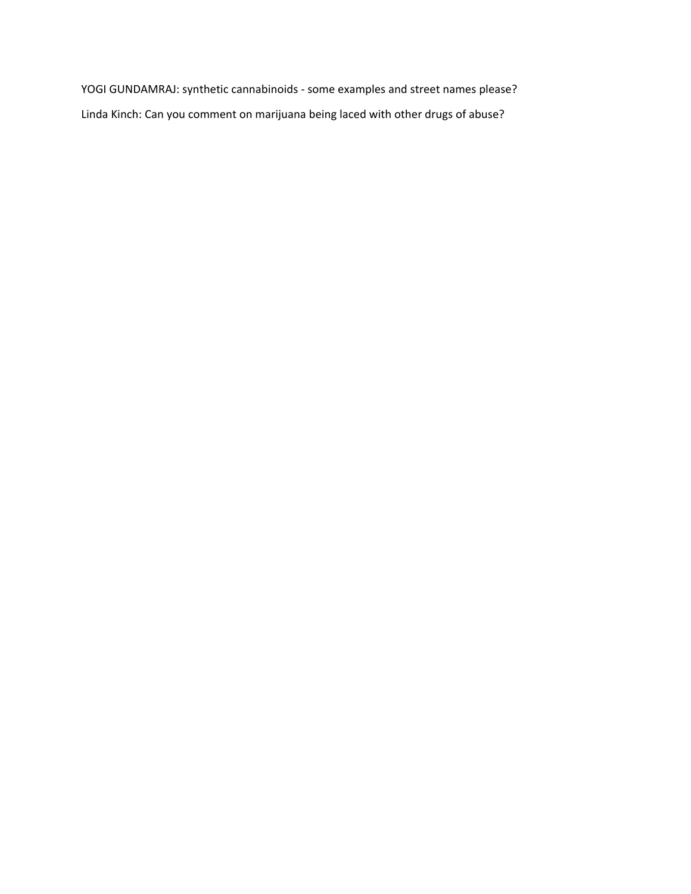YOGI GUNDAMRAJ: synthetic cannabinoids - some examples and street names please?

Linda Kinch: Can you comment on marijuana being laced with other drugs of abuse?